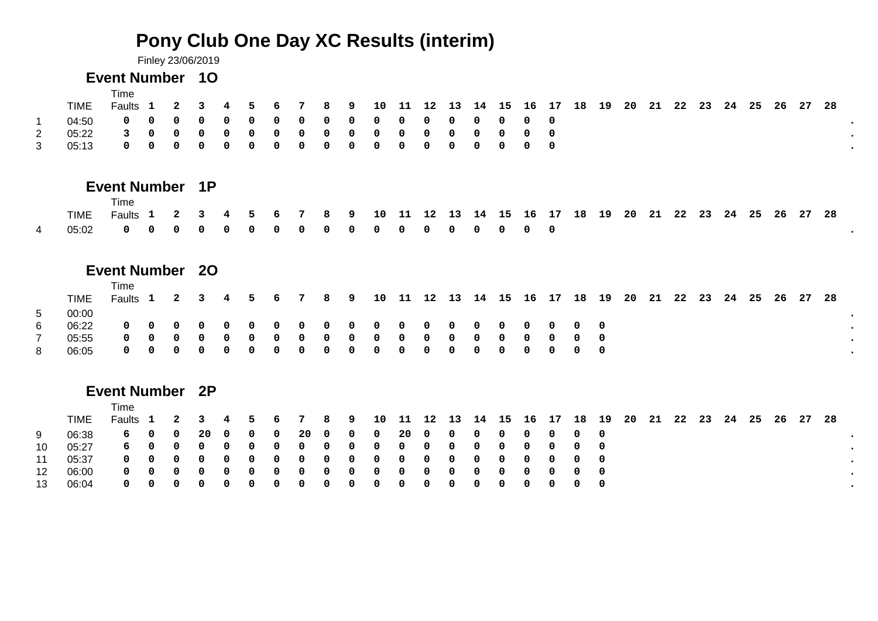# Pony Club One Day XC Results (interim)

Finley 23/06/2019

## Event Number 1O

| | TIME | Time Faults | 1 | 2 | 3 | 4 | 5 | 6 | 7 | 8 | 9 | 10 | 11 | 12 | 13 | 14 | 15 | 16 | 17 | 18 | 19 | 20 | 21 | 22 | 23 | 24 | 25 | 26 | 27 | 28 | |
|---|---|---|---|---|---|---|---|---|---|---|---|---|---|---|---|---|---|---|---|---|---|---|---|---|---|---|---|---|---|---|---|
| 1 | 04:50 | 0 | 0 | 0 | 0 | 0 | 0 | 0 | 0 | 0 | 0 | 0 | 0 | 0 | 0 | 0 | 0 | 0 | 0 | | | | | | | | | | | | . |
| 2 | 05:22 | 3 | 0 | 0 | 0 | 0 | 0 | 0 | 0 | 0 | 0 | 0 | 0 | 0 | 0 | 0 | 0 | 0 | 0 | | | | | | | | | | | | . |
| 3 | 05:13 | 0 | 0 | 0 | 0 | 0 | 0 | 0 | 0 | 0 | 0 | 0 | 0 | 0 | 0 | 0 | 0 | 0 | 0 | | | | | | | | | | | | . |

## Event Number 1P

| | TIME | Time Faults | 1 | 2 | 3 | 4 | 5 | 6 | 7 | 8 | 9 | 10 | 11 | 12 | 13 | 14 | 15 | 16 | 17 | 18 | 19 | 20 | 21 | 22 | 23 | 24 | 25 | 26 | 27 | 28 | |
|---|---|---|---|---|---|---|---|---|---|---|---|---|---|---|---|---|---|---|---|---|---|---|---|---|---|---|---|---|---|---|---|
| 4 | 05:02 | 0 | 0 | 0 | 0 | 0 | 0 | 0 | 0 | 0 | 0 | 0 | 0 | 0 | 0 | 0 | 0 | 0 | 0 | | | | | | | | | | | | . |

## Event Number 2O

| | TIME | Time Faults | 1 | 2 | 3 | 4 | 5 | 6 | 7 | 8 | 9 | 10 | 11 | 12 | 13 | 14 | 15 | 16 | 17 | 18 | 19 | 20 | 21 | 22 | 23 | 24 | 25 | 26 | 27 | 28 | |
|---|---|---|---|---|---|---|---|---|---|---|---|---|---|---|---|---|---|---|---|---|---|---|---|---|---|---|---|---|---|---|---|
| 5 | 00:00 | | | | | | | | | | | | | | | | | | | | | | | | | | | | | | . |
| 6 | 06:22 | 0 | 0 | 0 | 0 | 0 | 0 | 0 | 0 | 0 | 0 | 0 | 0 | 0 | 0 | 0 | 0 | 0 | 0 | 0 | 0 | | | | | | | | | | . |
| 7 | 05:55 | 0 | 0 | 0 | 0 | 0 | 0 | 0 | 0 | 0 | 0 | 0 | 0 | 0 | 0 | 0 | 0 | 0 | 0 | 0 | 0 | | | | | | | | | | . |
| 8 | 06:05 | 0 | 0 | 0 | 0 | 0 | 0 | 0 | 0 | 0 | 0 | 0 | 0 | 0 | 0 | 0 | 0 | 0 | 0 | 0 | 0 | | | | | | | | | | . |

## Event Number 2P

| | TIME | Time Faults | 1 | 2 | 3 | 4 | 5 | 6 | 7 | 8 | 9 | 10 | 11 | 12 | 13 | 14 | 15 | 16 | 17 | 18 | 19 | 20 | 21 | 22 | 23 | 24 | 25 | 26 | 27 | 28 | |
|---|---|---|---|---|---|---|---|---|---|---|---|---|---|---|---|---|---|---|---|---|---|---|---|---|---|---|---|---|---|---|---|
| 9 | 06:38 | 6 | 0 | 0 | 20 | 0 | 0 | 0 | 20 | 0 | 0 | 0 | 20 | 0 | 0 | 0 | 0 | 0 | 0 | 0 | 0 | | | | | | | | | | . |
| 10 | 05:27 | 6 | 0 | 0 | 0 | 0 | 0 | 0 | 0 | 0 | 0 | 0 | 0 | 0 | 0 | 0 | 0 | 0 | 0 | 0 | 0 | | | | | | | | | | . |
| 11 | 05:37 | 0 | 0 | 0 | 0 | 0 | 0 | 0 | 0 | 0 | 0 | 0 | 0 | 0 | 0 | 0 | 0 | 0 | 0 | 0 | 0 | | | | | | | | | | . |
| 12 | 06:00 | 0 | 0 | 0 | 0 | 0 | 0 | 0 | 0 | 0 | 0 | 0 | 0 | 0 | 0 | 0 | 0 | 0 | 0 | 0 | 0 | | | | | | | | | | . |
| 13 | 06:04 | 0 | 0 | 0 | 0 | 0 | 0 | 0 | 0 | 0 | 0 | 0 | 0 | 0 | 0 | 0 | 0 | 0 | 0 | 0 | 0 | | | | | | | | | | . |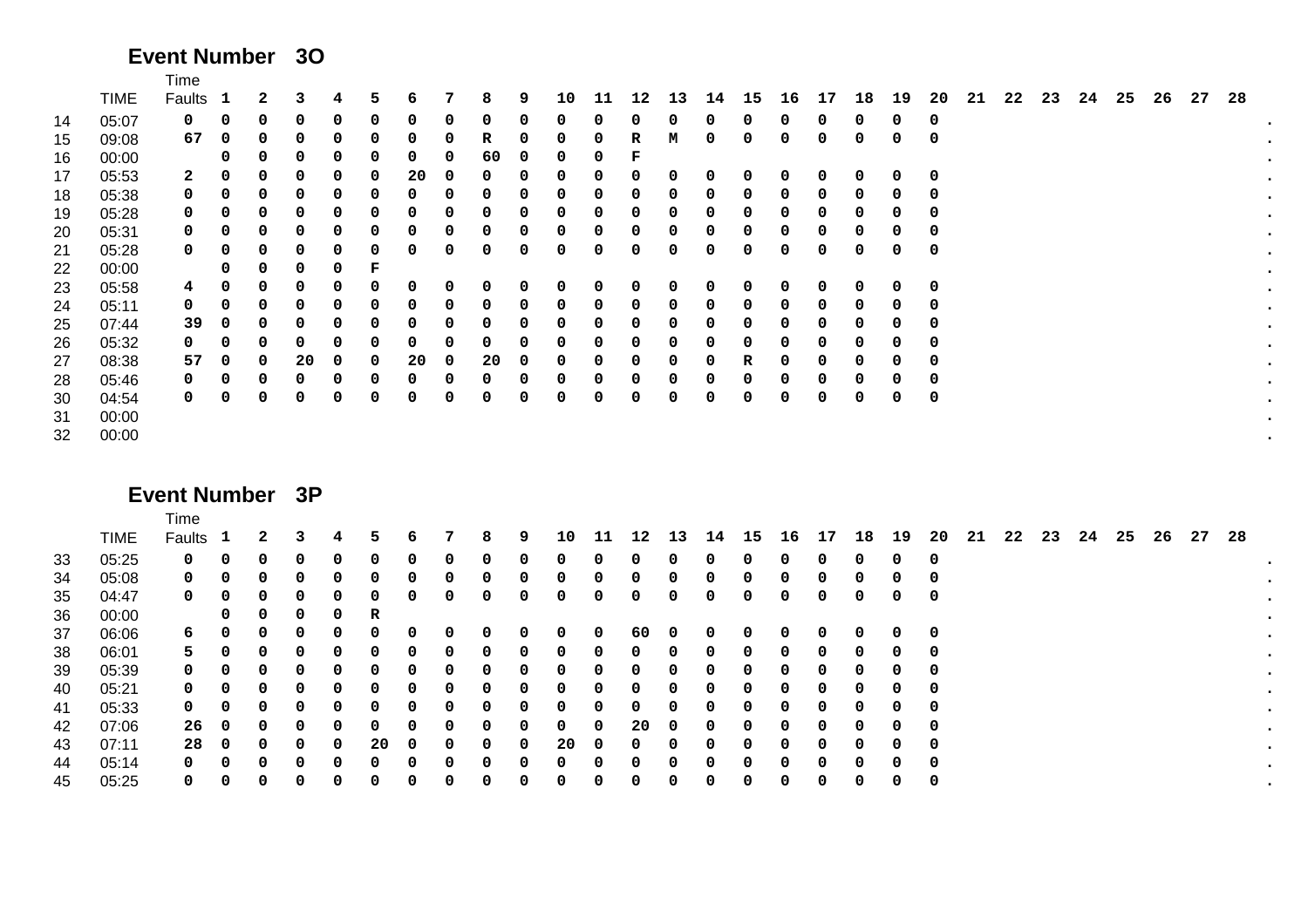## Event Number 3O

|  | TIME | Time Faults | 1 | 2 | 3 | 4 | 5 | 6 | 7 | 8 | 9 | 10 | 11 | 12 | 13 | 14 | 15 | 16 | 17 | 18 | 19 | 20 | 21 | 22 | 23 | 24 | 25 | 26 | 27 | 28 |  |
|---|---|---|---|---|---|---|---|---|---|---|---|---|---|---|---|---|---|---|---|---|---|---|---|---|---|---|---|---|---|---|---|
| 14 | 05:07 | 0 | 0 | 0 | 0 | 0 | 0 | 0 | 0 | 0 | 0 | 0 | 0 | 0 | 0 | 0 | 0 | 0 | 0 | 0 | 0 | 0 |  |  |  |  |  |  |  |  | . |
| 15 | 09:08 | 67 | 0 | 0 | 0 | 0 | 0 | 0 | 0 | R | 0 | 0 | 0 | R | M | 0 | 0 | 0 | 0 | 0 | 0 | 0 |  |  |  |  |  |  |  |  | . |
| 16 | 00:00 |  | 0 | 0 | 0 | 0 | 0 | 0 | 0 | 60 | 0 | 0 | 0 | F |  |  |  |  |  |  |  |  |  |  |  |  |  |  |  |  | . |
| 17 | 05:53 | 2 | 0 | 0 | 0 | 0 | 0 | 20 | 0 | 0 | 0 | 0 | 0 | 0 | 0 | 0 | 0 | 0 | 0 | 0 | 0 | 0 |  |  |  |  |  |  |  |  | . |
| 18 | 05:38 | 0 | 0 | 0 | 0 | 0 | 0 | 0 | 0 | 0 | 0 | 0 | 0 | 0 | 0 | 0 | 0 | 0 | 0 | 0 | 0 | 0 |  |  |  |  |  |  |  |  | . |
| 19 | 05:28 | 0 | 0 | 0 | 0 | 0 | 0 | 0 | 0 | 0 | 0 | 0 | 0 | 0 | 0 | 0 | 0 | 0 | 0 | 0 | 0 | 0 |  |  |  |  |  |  |  |  | . |
| 20 | 05:31 | 0 | 0 | 0 | 0 | 0 | 0 | 0 | 0 | 0 | 0 | 0 | 0 | 0 | 0 | 0 | 0 | 0 | 0 | 0 | 0 | 0 |  |  |  |  |  |  |  |  | . |
| 21 | 05:28 | 0 | 0 | 0 | 0 | 0 | 0 | 0 | 0 | 0 | 0 | 0 | 0 | 0 | 0 | 0 | 0 | 0 | 0 | 0 | 0 | 0 |  |  |  |  |  |  |  |  | . |
| 22 | 00:00 |  | 0 | 0 | 0 | 0 | F |  |  |  |  |  |  |  |  |  |  |  |  |  |  |  |  |  |  |  |  |  |  |  | . |
| 23 | 05:58 | 4 | 0 | 0 | 0 | 0 | 0 | 0 | 0 | 0 | 0 | 0 | 0 | 0 | 0 | 0 | 0 | 0 | 0 | 0 | 0 | 0 |  |  |  |  |  |  |  |  | . |
| 24 | 05:11 | 0 | 0 | 0 | 0 | 0 | 0 | 0 | 0 | 0 | 0 | 0 | 0 | 0 | 0 | 0 | 0 | 0 | 0 | 0 | 0 | 0 |  |  |  |  |  |  |  |  | . |
| 25 | 07:44 | 39 | 0 | 0 | 0 | 0 | 0 | 0 | 0 | 0 | 0 | 0 | 0 | 0 | 0 | 0 | 0 | 0 | 0 | 0 | 0 | 0 |  |  |  |  |  |  |  |  | . |
| 26 | 05:32 | 0 | 0 | 0 | 0 | 0 | 0 | 0 | 0 | 0 | 0 | 0 | 0 | 0 | 0 | 0 | 0 | 0 | 0 | 0 | 0 | 0 |  |  |  |  |  |  |  |  | . |
| 27 | 08:38 | 57 | 0 | 0 | 20 | 0 | 0 | 20 | 0 | 20 | 0 | 0 | 0 | 0 | 0 | 0 | R | 0 | 0 | 0 | 0 | 0 |  |  |  |  |  |  |  |  | . |
| 28 | 05:46 | 0 | 0 | 0 | 0 | 0 | 0 | 0 | 0 | 0 | 0 | 0 | 0 | 0 | 0 | 0 | 0 | 0 | 0 | 0 | 0 | 0 |  |  |  |  |  |  |  |  | . |
| 30 | 04:54 | 0 | 0 | 0 | 0 | 0 | 0 | 0 | 0 | 0 | 0 | 0 | 0 | 0 | 0 | 0 | 0 | 0 | 0 | 0 | 0 | 0 |  |  |  |  |  |  |  |  | . |
| 31 | 00:00 |  |  |  |  |  |  |  |  |  |  |  |  |  |  |  |  |  |  |  |  |  |  |  |  |  |  |  |  |  | . |
| 32 | 00:00 |  |  |  |  |  |  |  |  |  |  |  |  |  |  |  |  |  |  |  |  |  |  |  |  |  |  |  |  |  | . |

## Event Number 3P

|  | TIME | Time Faults | 1 | 2 | 3 | 4 | 5 | 6 | 7 | 8 | 9 | 10 | 11 | 12 | 13 | 14 | 15 | 16 | 17 | 18 | 19 | 20 | 21 | 22 | 23 | 24 | 25 | 26 | 27 | 28 |  |
|---|---|---|---|---|---|---|---|---|---|---|---|---|---|---|---|---|---|---|---|---|---|---|---|---|---|---|---|---|---|---|---|
| 33 | 05:25 | 0 | 0 | 0 | 0 | 0 | 0 | 0 | 0 | 0 | 0 | 0 | 0 | 0 | 0 | 0 | 0 | 0 | 0 | 0 | 0 | 0 |  |  |  |  |  |  |  |  | . |
| 34 | 05:08 | 0 | 0 | 0 | 0 | 0 | 0 | 0 | 0 | 0 | 0 | 0 | 0 | 0 | 0 | 0 | 0 | 0 | 0 | 0 | 0 | 0 |  |  |  |  |  |  |  |  | . |
| 35 | 04:47 | 0 | 0 | 0 | 0 | 0 | 0 | 0 | 0 | 0 | 0 | 0 | 0 | 0 | 0 | 0 | 0 | 0 | 0 | 0 | 0 | 0 |  |  |  |  |  |  |  |  | . |
| 36 | 00:00 |  | 0 | 0 | 0 | 0 | R |  |  |  |  |  |  |  |  |  |  |  |  |  |  |  |  |  |  |  |  |  |  |  | . |
| 37 | 06:06 | 6 | 0 | 0 | 0 | 0 | 0 | 0 | 0 | 0 | 0 | 0 | 0 | 60 | 0 | 0 | 0 | 0 | 0 | 0 | 0 | 0 |  |  |  |  |  |  |  |  | . |
| 38 | 06:01 | 5 | 0 | 0 | 0 | 0 | 0 | 0 | 0 | 0 | 0 | 0 | 0 | 0 | 0 | 0 | 0 | 0 | 0 | 0 | 0 | 0 |  |  |  |  |  |  |  |  | . |
| 39 | 05:39 | 0 | 0 | 0 | 0 | 0 | 0 | 0 | 0 | 0 | 0 | 0 | 0 | 0 | 0 | 0 | 0 | 0 | 0 | 0 | 0 | 0 |  |  |  |  |  |  |  |  | . |
| 40 | 05:21 | 0 | 0 | 0 | 0 | 0 | 0 | 0 | 0 | 0 | 0 | 0 | 0 | 0 | 0 | 0 | 0 | 0 | 0 | 0 | 0 | 0 |  |  |  |  |  |  |  |  | . |
| 41 | 05:33 | 0 | 0 | 0 | 0 | 0 | 0 | 0 | 0 | 0 | 0 | 0 | 0 | 0 | 0 | 0 | 0 | 0 | 0 | 0 | 0 | 0 |  |  |  |  |  |  |  |  | . |
| 42 | 07:06 | 26 | 0 | 0 | 0 | 0 | 0 | 0 | 0 | 0 | 0 | 0 | 0 | 20 | 0 | 0 | 0 | 0 | 0 | 0 | 0 | 0 |  |  |  |  |  |  |  |  | . |
| 43 | 07:11 | 28 | 0 | 0 | 0 | 0 | 20 | 0 | 0 | 0 | 0 | 20 | 0 | 0 | 0 | 0 | 0 | 0 | 0 | 0 | 0 | 0 |  |  |  |  |  |  |  |  | . |
| 44 | 05:14 | 0 | 0 | 0 | 0 | 0 | 0 | 0 | 0 | 0 | 0 | 0 | 0 | 0 | 0 | 0 | 0 | 0 | 0 | 0 | 0 | 0 |  |  |  |  |  |  |  |  | . |
| 45 | 05:25 | 0 | 0 | 0 | 0 | 0 | 0 | 0 | 0 | 0 | 0 | 0 | 0 | 0 | 0 | 0 | 0 | 0 | 0 | 0 | 0 | 0 |  |  |  |  |  |  |  |  | . |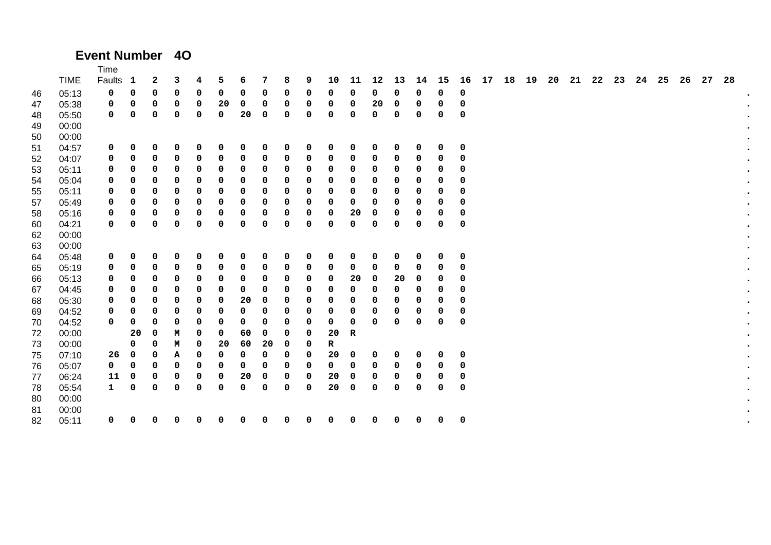**Event Number 4O**

| | TIME | Time Faults | 1 | 2 | 3 | 4 | 5 | 6 | 7 | 8 | 9 | 10 | 11 | 12 | 13 | 14 | 15 | 16 | 17 | 18 | 19 | 20 | 21 | 22 | 23 | 24 | 25 | 26 | 27 | 28 | |
|---|---|---|---|---|---|---|---|---|---|---|---|---|---|---|---|---|---|---|---|---|---|---|---|---|---|---|---|---|---|---|---|
| 46 | 05:13 | 0 | 0 | 0 | 0 | 0 | 0 | 0 | 0 | 0 | 0 | 0 | 0 | 0 | 0 | 0 | 0 | 0 | | | | | | | | | | | | | . |
| 47 | 05:38 | 0 | 0 | 0 | 0 | 0 | 20 | 0 | 0 | 0 | 0 | 0 | 0 | 20 | 0 | 0 | 0 | 0 | | | | | | | | | | | | | . |
| 48 | 05:50 | 0 | 0 | 0 | 0 | 0 | 0 | 20 | 0 | 0 | 0 | 0 | 0 | 0 | 0 | 0 | 0 | 0 | | | | | | | | | | | | | . |
| 49 | 00:00 | | | | | | | | | | | | | | | | | | | | | | | | | | | | | | . |
| 50 | 00:00 | | | | | | | | | | | | | | | | | | | | | | | | | | | | | | . |
| 51 | 04:57 | 0 | 0 | 0 | 0 | 0 | 0 | 0 | 0 | 0 | 0 | 0 | 0 | 0 | 0 | 0 | 0 | 0 | | | | | | | | | | | | | . |
| 52 | 04:07 | 0 | 0 | 0 | 0 | 0 | 0 | 0 | 0 | 0 | 0 | 0 | 0 | 0 | 0 | 0 | 0 | 0 | | | | | | | | | | | | | . |
| 53 | 05:11 | 0 | 0 | 0 | 0 | 0 | 0 | 0 | 0 | 0 | 0 | 0 | 0 | 0 | 0 | 0 | 0 | 0 | | | | | | | | | | | | | . |
| 54 | 05:04 | 0 | 0 | 0 | 0 | 0 | 0 | 0 | 0 | 0 | 0 | 0 | 0 | 0 | 0 | 0 | 0 | 0 | | | | | | | | | | | | | . |
| 55 | 05:11 | 0 | 0 | 0 | 0 | 0 | 0 | 0 | 0 | 0 | 0 | 0 | 0 | 0 | 0 | 0 | 0 | 0 | | | | | | | | | | | | | . |
| 57 | 05:49 | 0 | 0 | 0 | 0 | 0 | 0 | 0 | 0 | 0 | 0 | 0 | 0 | 0 | 0 | 0 | 0 | 0 | | | | | | | | | | | | | . |
| 58 | 05:16 | 0 | 0 | 0 | 0 | 0 | 0 | 0 | 0 | 0 | 0 | 0 | 20 | 0 | 0 | 0 | 0 | 0 | | | | | | | | | | | | | . |
| 60 | 04:21 | 0 | 0 | 0 | 0 | 0 | 0 | 0 | 0 | 0 | 0 | 0 | 0 | 0 | 0 | 0 | 0 | 0 | | | | | | | | | | | | | . |
| 62 | 00:00 | | | | | | | | | | | | | | | | | | | | | | | | | | | | | | . |
| 63 | 00:00 | | | | | | | | | | | | | | | | | | | | | | | | | | | | | | . |
| 64 | 05:48 | 0 | 0 | 0 | 0 | 0 | 0 | 0 | 0 | 0 | 0 | 0 | 0 | 0 | 0 | 0 | 0 | 0 | | | | | | | | | | | | | . |
| 65 | 05:19 | 0 | 0 | 0 | 0 | 0 | 0 | 0 | 0 | 0 | 0 | 0 | 0 | 0 | 0 | 0 | 0 | 0 | | | | | | | | | | | | | . |
| 66 | 05:13 | 0 | 0 | 0 | 0 | 0 | 0 | 0 | 0 | 0 | 0 | 0 | 20 | 0 | 20 | 0 | 0 | 0 | | | | | | | | | | | | | . |
| 67 | 04:45 | 0 | 0 | 0 | 0 | 0 | 0 | 0 | 0 | 0 | 0 | 0 | 0 | 0 | 0 | 0 | 0 | 0 | | | | | | | | | | | | | . |
| 68 | 05:30 | 0 | 0 | 0 | 0 | 0 | 0 | 20 | 0 | 0 | 0 | 0 | 0 | 0 | 0 | 0 | 0 | 0 | | | | | | | | | | | | | . |
| 69 | 04:52 | 0 | 0 | 0 | 0 | 0 | 0 | 0 | 0 | 0 | 0 | 0 | 0 | 0 | 0 | 0 | 0 | 0 | | | | | | | | | | | | | . |
| 70 | 04:52 | 0 | 0 | 0 | 0 | 0 | 0 | 0 | 0 | 0 | 0 | 0 | 0 | 0 | 0 | 0 | 0 | 0 | | | | | | | | | | | | | . |
| 72 | 00:00 | | 20 | 0 | M | 0 | 0 | 60 | 0 | 0 | 0 | 20 | R | | | | | | | | | | | | | | | | | | . |
| 73 | 00:00 | | 0 | 0 | M | 0 | 20 | 60 | 20 | 0 | 0 | R | | | | | | | | | | | | | | | | | | | . |
| 75 | 07:10 | 26 | 0 | 0 | A | 0 | 0 | 0 | 0 | 0 | 0 | 20 | 0 | 0 | 0 | 0 | 0 | 0 | | | | | | | | | | | | | . |
| 76 | 05:07 | 0 | 0 | 0 | 0 | 0 | 0 | 0 | 0 | 0 | 0 | 0 | 0 | 0 | 0 | 0 | 0 | 0 | | | | | | | | | | | | | . |
| 77 | 06:24 | 11 | 0 | 0 | 0 | 0 | 0 | 20 | 0 | 0 | 0 | 20 | 0 | 0 | 0 | 0 | 0 | 0 | | | | | | | | | | | | | . |
| 78 | 05:54 | 1 | 0 | 0 | 0 | 0 | 0 | 0 | 0 | 0 | 0 | 20 | 0 | 0 | 0 | 0 | 0 | 0 | | | | | | | | | | | | | . |
| 80 | 00:00 | | | | | | | | | | | | | | | | | | | | | | | | | | | | | | . |
| 81 | 00:00 | | | | | | | | | | | | | | | | | | | | | | | | | | | | | | . |
| 82 | 05:11 | 0 | 0 | 0 | 0 | 0 | 0 | 0 | 0 | 0 | 0 | 0 | 0 | 0 | 0 | 0 | 0 | 0 | | | | | | | | | | | | | . |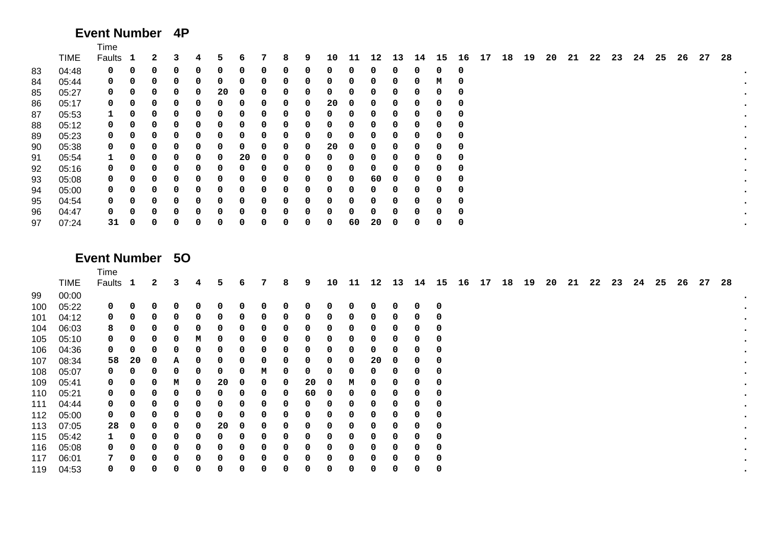## Event Number 4P

| | TIME | Time Faults | 1 | 2 | 3 | 4 | 5 | 6 | 7 | 8 | 9 | 10 | 11 | 12 | 13 | 14 | 15 | 16 | 17 | 18 | 19 | 20 | 21 | 22 | 23 | 24 | 25 | 26 | 27 | 28 | |
|---|---|---|---|---|---|---|---|---|---|---|---|---|---|---|---|---|---|---|---|---|---|---|---|---|---|---|---|---|---|---|---|
| 83 | 04:48 | 0 | 0 | 0 | 0 | 0 | 0 | 0 | 0 | 0 | 0 | 0 | 0 | 0 | 0 | 0 | 0 | 0 | | | | | | | | | | | | | . |
| 84 | 05:44 | 0 | 0 | 0 | 0 | 0 | 0 | 0 | 0 | 0 | 0 | 0 | 0 | 0 | 0 | 0 | M | 0 | | | | | | | | | | | | | . |
| 85 | 05:27 | 0 | 0 | 0 | 0 | 0 | 20 | 0 | 0 | 0 | 0 | 0 | 0 | 0 | 0 | 0 | 0 | 0 | | | | | | | | | | | | | . |
| 86 | 05:17 | 0 | 0 | 0 | 0 | 0 | 0 | 0 | 0 | 0 | 0 | 20 | 0 | 0 | 0 | 0 | 0 | 0 | | | | | | | | | | | | | . |
| 87 | 05:53 | 1 | 0 | 0 | 0 | 0 | 0 | 0 | 0 | 0 | 0 | 0 | 0 | 0 | 0 | 0 | 0 | 0 | | | | | | | | | | | | | . |
| 88 | 05:12 | 0 | 0 | 0 | 0 | 0 | 0 | 0 | 0 | 0 | 0 | 0 | 0 | 0 | 0 | 0 | 0 | 0 | | | | | | | | | | | | | . |
| 89 | 05:23 | 0 | 0 | 0 | 0 | 0 | 0 | 0 | 0 | 0 | 0 | 0 | 0 | 0 | 0 | 0 | 0 | 0 | | | | | | | | | | | | | . |
| 90 | 05:38 | 0 | 0 | 0 | 0 | 0 | 0 | 0 | 0 | 0 | 0 | 20 | 0 | 0 | 0 | 0 | 0 | 0 | | | | | | | | | | | | | . |
| 91 | 05:54 | 1 | 0 | 0 | 0 | 0 | 0 | 20 | 0 | 0 | 0 | 0 | 0 | 0 | 0 | 0 | 0 | 0 | | | | | | | | | | | | | . |
| 92 | 05:16 | 0 | 0 | 0 | 0 | 0 | 0 | 0 | 0 | 0 | 0 | 0 | 0 | 0 | 0 | 0 | 0 | 0 | | | | | | | | | | | | | . |
| 93 | 05:08 | 0 | 0 | 0 | 0 | 0 | 0 | 0 | 0 | 0 | 0 | 0 | 0 | 60 | 0 | 0 | 0 | 0 | | | | | | | | | | | | | . |
| 94 | 05:00 | 0 | 0 | 0 | 0 | 0 | 0 | 0 | 0 | 0 | 0 | 0 | 0 | 0 | 0 | 0 | 0 | 0 | | | | | | | | | | | | | . |
| 95 | 04:54 | 0 | 0 | 0 | 0 | 0 | 0 | 0 | 0 | 0 | 0 | 0 | 0 | 0 | 0 | 0 | 0 | 0 | | | | | | | | | | | | | . |
| 96 | 04:47 | 0 | 0 | 0 | 0 | 0 | 0 | 0 | 0 | 0 | 0 | 0 | 0 | 0 | 0 | 0 | 0 | 0 | | | | | | | | | | | | | . |
| 97 | 07:24 | 31 | 0 | 0 | 0 | 0 | 0 | 0 | 0 | 0 | 0 | 0 | 60 | 20 | 0 | 0 | 0 | 0 | | | | | | | | | | | | | . |

## Event Number 5O

| | TIME | Time Faults | 1 | 2 | 3 | 4 | 5 | 6 | 7 | 8 | 9 | 10 | 11 | 12 | 13 | 14 | 15 | 16 | 17 | 18 | 19 | 20 | 21 | 22 | 23 | 24 | 25 | 26 | 27 | 28 | |
|---|---|---|---|---|---|---|---|---|---|---|---|---|---|---|---|---|---|---|---|---|---|---|---|---|---|---|---|---|---|---|---|
| 99 | 00:00 | | | | | | | | | | | | | | | | | | | | | | | | | | | | | | . |
| 100 | 05:22 | 0 | 0 | 0 | 0 | 0 | 0 | 0 | 0 | 0 | 0 | 0 | 0 | 0 | 0 | 0 | 0 | | | | | | | | | | | | | | . |
| 101 | 04:12 | 0 | 0 | 0 | 0 | 0 | 0 | 0 | 0 | 0 | 0 | 0 | 0 | 0 | 0 | 0 | 0 | | | | | | | | | | | | | | . |
| 104 | 06:03 | 8 | 0 | 0 | 0 | 0 | 0 | 0 | 0 | 0 | 0 | 0 | 0 | 0 | 0 | 0 | 0 | | | | | | | | | | | | | | . |
| 105 | 05:10 | 0 | 0 | 0 | 0 | M | 0 | 0 | 0 | 0 | 0 | 0 | 0 | 0 | 0 | 0 | 0 | | | | | | | | | | | | | | . |
| 106 | 04:36 | 0 | 0 | 0 | 0 | 0 | 0 | 0 | 0 | 0 | 0 | 0 | 0 | 0 | 0 | 0 | 0 | | | | | | | | | | | | | | . |
| 107 | 08:34 | 58 | 20 | 0 | A | 0 | 0 | 0 | 0 | 0 | 0 | 0 | 0 | 20 | 0 | 0 | 0 | | | | | | | | | | | | | | . |
| 108 | 05:07 | 0 | 0 | 0 | 0 | 0 | 0 | 0 | M | 0 | 0 | 0 | 0 | 0 | 0 | 0 | 0 | | | | | | | | | | | | | | . |
| 109 | 05:41 | 0 | 0 | 0 | M | 0 | 20 | 0 | 0 | 0 | 20 | 0 | M | 0 | 0 | 0 | 0 | | | | | | | | | | | | | | . |
| 110 | 05:21 | 0 | 0 | 0 | 0 | 0 | 0 | 0 | 0 | 0 | 60 | 0 | 0 | 0 | 0 | 0 | 0 | | | | | | | | | | | | | | . |
| 111 | 04:44 | 0 | 0 | 0 | 0 | 0 | 0 | 0 | 0 | 0 | 0 | 0 | 0 | 0 | 0 | 0 | 0 | | | | | | | | | | | | | | . |
| 112 | 05:00 | 0 | 0 | 0 | 0 | 0 | 0 | 0 | 0 | 0 | 0 | 0 | 0 | 0 | 0 | 0 | 0 | | | | | | | | | | | | | | . |
| 113 | 07:05 | 28 | 0 | 0 | 0 | 0 | 20 | 0 | 0 | 0 | 0 | 0 | 0 | 0 | 0 | 0 | 0 | | | | | | | | | | | | | | . |
| 115 | 05:42 | 1 | 0 | 0 | 0 | 0 | 0 | 0 | 0 | 0 | 0 | 0 | 0 | 0 | 0 | 0 | 0 | | | | | | | | | | | | | | . |
| 116 | 05:08 | 0 | 0 | 0 | 0 | 0 | 0 | 0 | 0 | 0 | 0 | 0 | 0 | 0 | 0 | 0 | 0 | | | | | | | | | | | | | | . |
| 117 | 06:01 | 7 | 0 | 0 | 0 | 0 | 0 | 0 | 0 | 0 | 0 | 0 | 0 | 0 | 0 | 0 | 0 | | | | | | | | | | | | | | . |
| 119 | 04:53 | 0 | 0 | 0 | 0 | 0 | 0 | 0 | 0 | 0 | 0 | 0 | 0 | 0 | 0 | 0 | 0 | | | | | | | | | | | | | | . |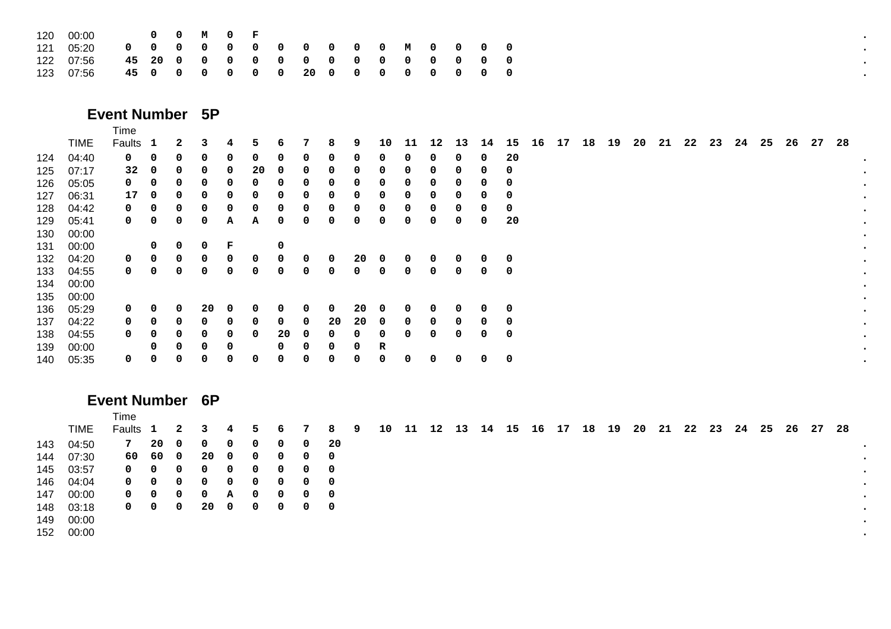| | | | | | | | | | | | | | | | | | | | | | | | | | | | | | | | |
|---|---|---|---|---|---|---|---|---|---|---|---|---|---|---|---|---|---|---|---|---|---|---|---|---|---|---|---|---|---|---|---|
| 120 | 00:00 | | 0 | 0 | M | 0 | F | | | | | | | | | | | | | | | | | | | | | | | | . |
| 121 | 05:20 | 0 | 0 | 0 | 0 | 0 | 0 | 0 | 0 | 0 | 0 | M | 0 | 0 | 0 | 0 | | | | | | | | | | | | | | | . |
| 122 | 07:56 | 45 | 20 | 0 | 0 | 0 | 0 | 0 | 0 | 0 | 0 | 0 | 0 | 0 | 0 | 0 | | | | | | | | | | | | | | | . |
| 123 | 07:56 | 45 | 0 | 0 | 0 | 0 | 0 | 0 | 20 | 0 | 0 | 0 | 0 | 0 | 0 | 0 | | | | | | | | | | | | | | | . |

## Event Number 5P

| | TIME | Time Faults | 1 | 2 | 3 | 4 | 5 | 6 | 7 | 8 | 9 | 10 | 11 | 12 | 13 | 14 | 15 | 16 | 17 | 18 | 19 | 20 | 21 | 22 | 23 | 24 | 25 | 26 | 27 | 28 | |
|---|---|---|---|---|---|---|---|---|---|---|---|---|---|---|---|---|---|---|---|---|---|---|---|---|---|---|---|---|---|---|---|
| 124 | 04:40 | 0 | 0 | 0 | 0 | 0 | 0 | 0 | 0 | 0 | 0 | 0 | 0 | 0 | 0 | 20 | | | | | | | | | | | | | | | . |
| 125 | 07:17 | 32 | 0 | 0 | 0 | 0 | 20 | 0 | 0 | 0 | 0 | 0 | 0 | 0 | 0 | 0 | | | | | | | | | | | | | | | . |
| 126 | 05:05 | 0 | 0 | 0 | 0 | 0 | 0 | 0 | 0 | 0 | 0 | 0 | 0 | 0 | 0 | 0 | | | | | | | | | | | | | | | . |
| 127 | 06:31 | 17 | 0 | 0 | 0 | 0 | 0 | 0 | 0 | 0 | 0 | 0 | 0 | 0 | 0 | 0 | | | | | | | | | | | | | | | . |
| 128 | 04:42 | 0 | 0 | 0 | 0 | 0 | 0 | 0 | 0 | 0 | 0 | 0 | 0 | 0 | 0 | 0 | | | | | | | | | | | | | | | . |
| 129 | 05:41 | 0 | 0 | 0 | 0 | A | A | 0 | 0 | 0 | 0 | 0 | 0 | 0 | 0 | 20 | | | | | | | | | | | | | | | . |
| 130 | 00:00 | | | | | | | | | | | | | | | | | | | | | | | | | | | | | | . |
| 131 | 00:00 | | 0 | 0 | 0 | F | | 0 | | | | | | | | | | | | | | | | | | | | | | | . |
| 132 | 04:20 | 0 | 0 | 0 | 0 | 0 | 0 | 0 | 0 | 0 | 20 | 0 | 0 | 0 | 0 | 0 | | | | | | | | | | | | | | | . |
| 133 | 04:55 | 0 | 0 | 0 | 0 | 0 | 0 | 0 | 0 | 0 | 0 | 0 | 0 | 0 | 0 | 0 | | | | | | | | | | | | | | | . |
| 134 | 00:00 | | | | | | | | | | | | | | | | | | | | | | | | | | | | | | . |
| 135 | 00:00 | | | | | | | | | | | | | | | | | | | | | | | | | | | | | | . |
| 136 | 05:29 | 0 | 0 | 0 | 20 | 0 | 0 | 0 | 0 | 0 | 20 | 0 | 0 | 0 | 0 | 0 | | | | | | | | | | | | | | | . |
| 137 | 04:22 | 0 | 0 | 0 | 0 | 0 | 0 | 0 | 0 | 20 | 20 | 0 | 0 | 0 | 0 | 0 | | | | | | | | | | | | | | | . |
| 138 | 04:55 | 0 | 0 | 0 | 0 | 0 | 0 | 20 | 0 | 0 | 0 | 0 | 0 | 0 | 0 | 0 | | | | | | | | | | | | | | | . |
| 139 | 00:00 | | 0 | 0 | 0 | 0 | | 0 | 0 | 0 | 0 | R | | | | | | | | | | | | | | | | | | | . |
| 140 | 05:35 | 0 | 0 | 0 | 0 | 0 | 0 | 0 | 0 | 0 | 0 | 0 | 0 | 0 | 0 | 0 | | | | | | | | | | | | | | | . |

## Event Number 6P

| | TIME | Time Faults | 1 | 2 | 3 | 4 | 5 | 6 | 7 | 8 | 9 | 10 | 11 | 12 | 13 | 14 | 15 | 16 | 17 | 18 | 19 | 20 | 21 | 22 | 23 | 24 | 25 | 26 | 27 | 28 | |
|---|---|---|---|---|---|---|---|---|---|---|---|---|---|---|---|---|---|---|---|---|---|---|---|---|---|---|---|---|---|---|---|
| 143 | 04:50 | 7 | 20 | 0 | 0 | 0 | 0 | 0 | 0 | 20 | | | | | | | | | | | | | | | | | | | | | . |
| 144 | 07:30 | 60 | 60 | 0 | 20 | 0 | 0 | 0 | 0 | 0 | | | | | | | | | | | | | | | | | | | | | . |
| 145 | 03:57 | 0 | 0 | 0 | 0 | 0 | 0 | 0 | 0 | 0 | | | | | | | | | | | | | | | | | | | | | . |
| 146 | 04:04 | 0 | 0 | 0 | 0 | 0 | 0 | 0 | 0 | 0 | | | | | | | | | | | | | | | | | | | | | . |
| 147 | 00:00 | 0 | 0 | 0 | 0 | A | 0 | 0 | 0 | 0 | | | | | | | | | | | | | | | | | | | | | . |
| 148 | 03:18 | 0 | 0 | 0 | 20 | 0 | 0 | 0 | 0 | 0 | | | | | | | | | | | | | | | | | | | | | . |
| 149 | 00:00 | | | | | | | | | | | | | | | | | | | | | | | | | | | | | | . |
| 152 | 00:00 | | | | | | | | | | | | | | | | | | | | | | | | | | | | | | . |